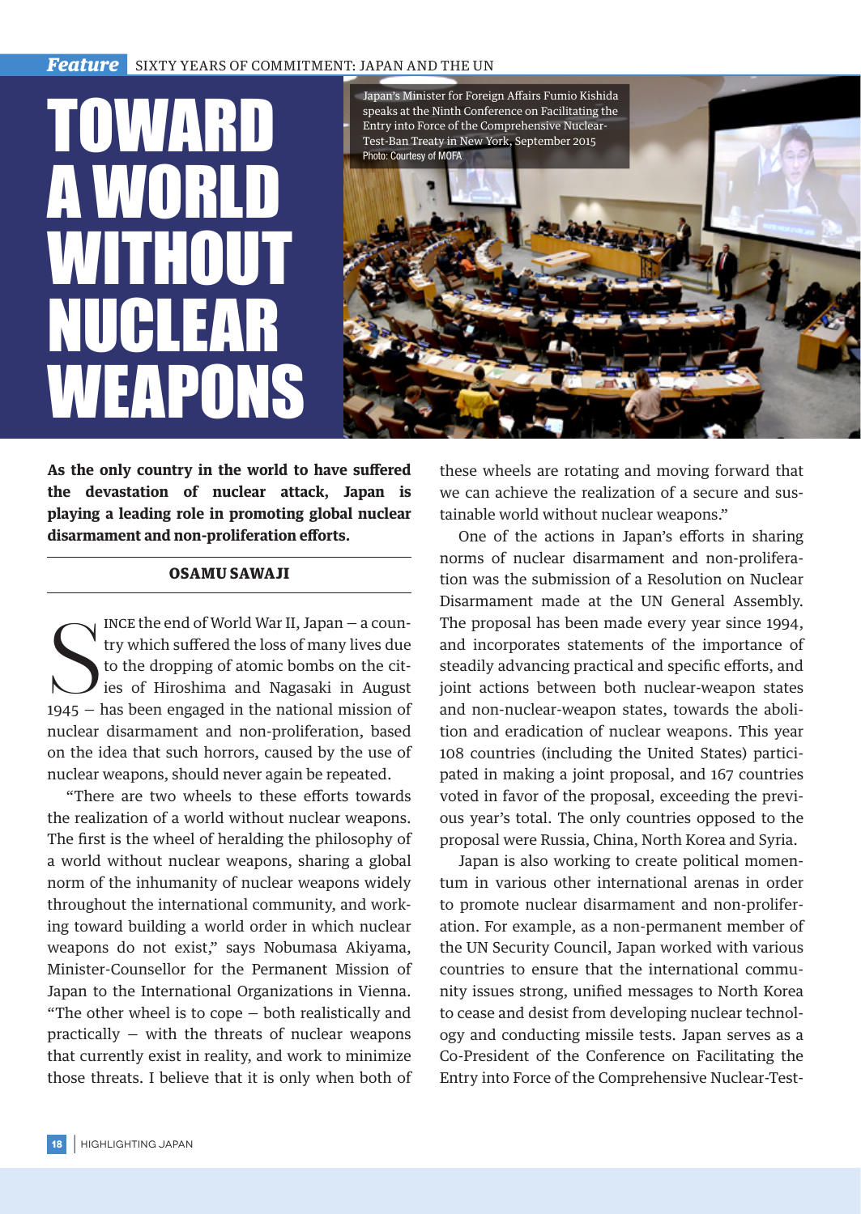# TOWARD A WORLD WITHOUT NUCLEAR WEAPONS

Japan's Minister for Foreign Affairs Fumio Kishida speaks at the Ninth Conference on Facilitating the Entry into Force of the Comprehensive Nuclear-Test-Ban Treaty in New York, September 2015
Photo: Courtesy of MOFA

**As the only country in the world to have suffered the devastation of nuclear attack, Japan is playing a leading role in promoting global nuclear disarmament and non-proliferation efforts.**

**OSAMU SAWAJI**

Since the end of World War II, Japan — a country which suffered the loss of many lives due to the dropping of atomic bombs on the cities of Hiroshima and Nagasaki in August 1945 — has been engaged in the national mission of nuclear disarmament and non-proliferation, based on the idea that such horrors, caused by the use of nuclear weapons, should never again be repeated.

"There are two wheels to these efforts towards the realization of a world without nuclear weapons. The first is the wheel of heralding the philosophy of a world without nuclear weapons, sharing a global norm of the inhumanity of nuclear weapons widely throughout the international community, and working toward building a world order in which nuclear weapons do not exist," says Nobumasa Akiyama, Minister-Counsellor for the Permanent Mission of Japan to the International Organizations in Vienna. "The other wheel is to cope — both realistically and practically — with the threats of nuclear weapons that currently exist in reality, and work to minimize those threats. I believe that it is only when both of these wheels are rotating and moving forward that we can achieve the realization of a secure and sustainable world without nuclear weapons."

One of the actions in Japan's efforts in sharing norms of nuclear disarmament and non-proliferation was the submission of a Resolution on Nuclear Disarmament made at the UN General Assembly. The proposal has been made every year since 1994, and incorporates statements of the importance of steadily advancing practical and specific efforts, and joint actions between both nuclear-weapon states and non-nuclear-weapon states, towards the abolition and eradication of nuclear weapons. This year 108 countries (including the United States) participated in making a joint proposal, and 167 countries voted in favor of the proposal, exceeding the previous year's total. The only countries opposed to the proposal were Russia, China, North Korea and Syria.

Japan is also working to create political momentum in various other international arenas in order to promote nuclear disarmament and non-proliferation. For example, as a non-permanent member of the UN Security Council, Japan worked with various countries to ensure that the international community issues strong, unified messages to North Korea to cease and desist from developing nuclear technology and conducting missile tests. Japan serves as a Co-President of the Conference on Facilitating the Entry into Force of the Comprehensive Nuclear-Test-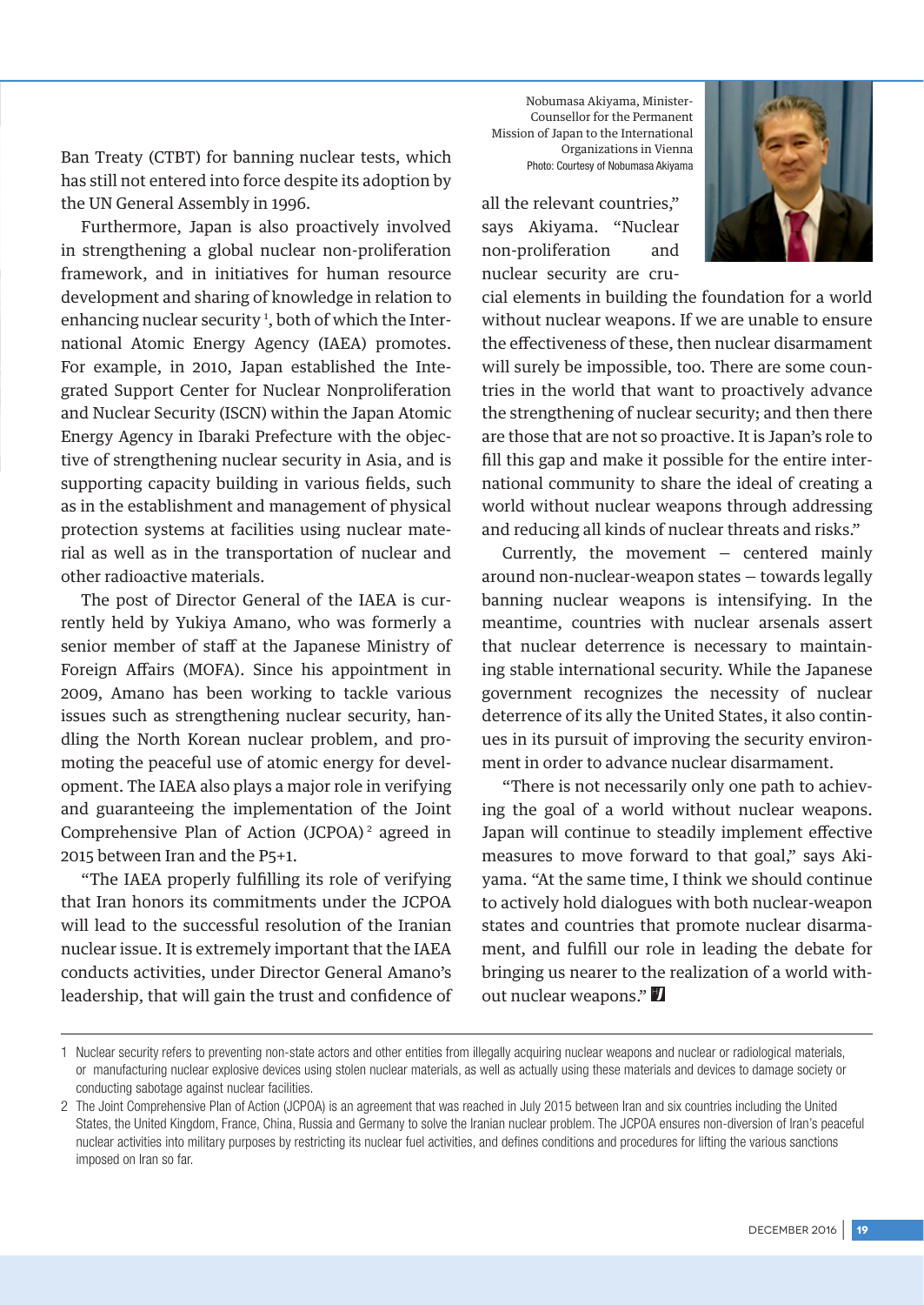Ban Treaty (CTBT) for banning nuclear tests, which has still not entered into force despite its adoption by the UN General Assembly in 1996.

Furthermore, Japan is also proactively involved in strengthening a global nuclear non-proliferation framework, and in initiatives for human resource development and sharing of knowledge in relation to enhancing nuclear security [1], both of which the International Atomic Energy Agency (IAEA) promotes. For example, in 2010, Japan established the Integrated Support Center for Nuclear Nonproliferation and Nuclear Security (ISCN) within the Japan Atomic Energy Agency in Ibaraki Prefecture with the objective of strengthening nuclear security in Asia, and is supporting capacity building in various fields, such as in the establishment and management of physical protection systems at facilities using nuclear material as well as in the transportation of nuclear and other radioactive materials.

The post of Director General of the IAEA is currently held by Yukiya Amano, who was formerly a senior member of staff at the Japanese Ministry of Foreign Affairs (MOFA). Since his appointment in 2009, Amano has been working to tackle various issues such as strengthening nuclear security, handling the North Korean nuclear problem, and promoting the peaceful use of atomic energy for development. The IAEA also plays a major role in verifying and guaranteeing the implementation of the Joint Comprehensive Plan of Action (JCPOA) [2] agreed in 2015 between Iran and the P5+1.

"The IAEA properly fulfilling its role of verifying that Iran honors its commitments under the JCPOA will lead to the successful resolution of the Iranian nuclear issue. It is extremely important that the IAEA conducts activities, under Director General Amano's leadership, that will gain the trust and confidence of all the relevant countries," says Akiyama. "Nuclear non-proliferation and nuclear security are crucial elements in building the foundation for a world without nuclear weapons. If we are unable to ensure the effectiveness of these, then nuclear disarmament will surely be impossible, too. There are some countries in the world that want to proactively advance the strengthening of nuclear security; and then there are those that are not so proactive. It is Japan's role to fill this gap and make it possible for the entire international community to share the ideal of creating a world without nuclear weapons through addressing and reducing all kinds of nuclear threats and risks."

Nobumasa Akiyama, Minister-Counsellor for the Permanent Mission of Japan to the International Organizations in Vienna
Photo: Courtesy of Nobumasa Akiyama

Currently, the movement — centered mainly around non-nuclear-weapon states — towards legally banning nuclear weapons is intensifying. In the meantime, countries with nuclear arsenals assert that nuclear deterrence is necessary to maintaining stable international security. While the Japanese government recognizes the necessity of nuclear deterrence of its ally the United States, it also continues in its pursuit of improving the security environment in order to advance nuclear disarmament.

"There is not necessarily only one path to achieving the goal of a world without nuclear weapons. Japan will continue to steadily implement effective measures to move forward to that goal," says Akiyama. "At the same time, I think we should continue to actively hold dialogues with both nuclear-weapon states and countries that promote nuclear disarmament, and fulfill our role in leading the debate for bringing us nearer to the realization of a world without nuclear weapons."

---

1 Nuclear security refers to preventing non-state actors and other entities from illegally acquiring nuclear weapons and nuclear or radiological materials, or manufacturing nuclear explosive devices using stolen nuclear materials, as well as actually using these materials and devices to damage society or conducting sabotage against nuclear facilities.

2 The Joint Comprehensive Plan of Action (JCPOA) is an agreement that was reached in July 2015 between Iran and six countries including the United States, the United Kingdom, France, China, Russia and Germany to solve the Iranian nuclear problem. The JCPOA ensures non-diversion of Iran's peaceful nuclear activities into military purposes by restricting its nuclear fuel activities, and defines conditions and procedures for lifting the various sanctions imposed on Iran so far.